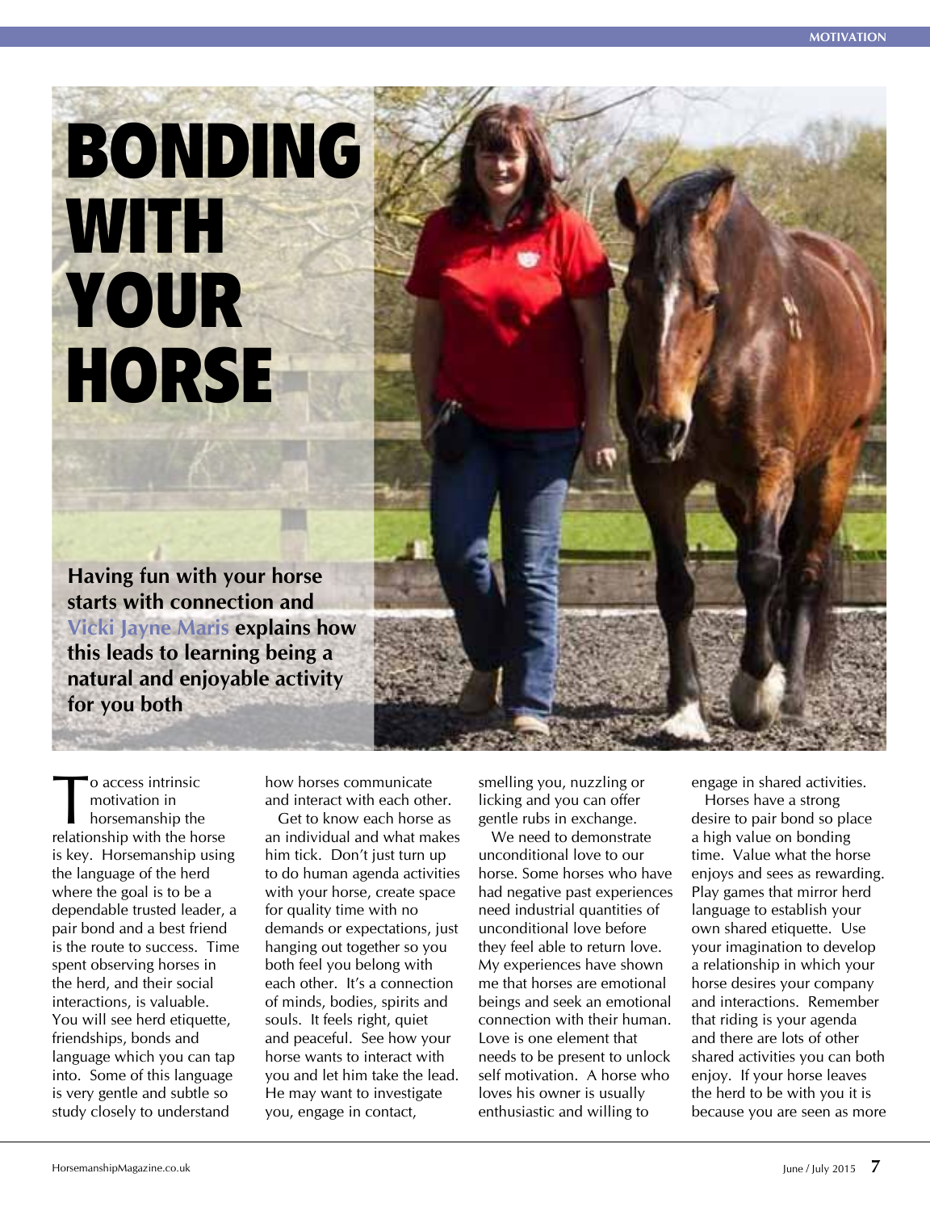# BONDING WITH YOUR HORSE

**Having fun with your horse starts with connection and Vicki Jayne Maris explains how this leads to learning being a natural and enjoyable activity for you both**

To access intrinsic motivation in horsemanship the relationship with the horse is key. Horsemanship using the language of the herd where the goal is to be a dependable trusted leader, a pair bond and a best friend is the route to success. Time spent observing horses in the herd, and their social interactions, is valuable. You will see herd etiquette, friendships, bonds and language which you can tap into. Some of this language is very gentle and subtle so study closely to understand how horses communicate and interact with each other.

Get to know each horse as an individual and what makes him tick. Don't just turn up to do human agenda activities with your horse, create space for quality time with no demands or expectations, just hanging out together so you both feel you belong with each other. It's a connection of minds, bodies, spirits and souls. It feels right, quiet and peaceful. See how your horse wants to interact with you and let him take the lead. He may want to investigate you, engage in contact, smelling you, nuzzling or licking and you can offer gentle rubs in exchange.

We need to demonstrate unconditional love to our horse. Some horses who have had negative past experiences need industrial quantities of unconditional love before they feel able to return love. My experiences have shown me that horses are emotional beings and seek an emotional connection with their human. Love is one element that needs to be present to unlock self motivation. A horse who loves his owner is usually enthusiastic and willing to engage in shared activities.

Horses have a strong desire to pair bond so place a high value on bonding time. Value what the horse enjoys and sees as rewarding. Play games that mirror herd language to establish your own shared etiquette. Use your imagination to develop a relationship in which your horse desires your company and interactions. Remember that riding is your agenda and there are lots of other shared activities you can both enjoy. If your horse leaves the herd to be with you it is because you are seen as more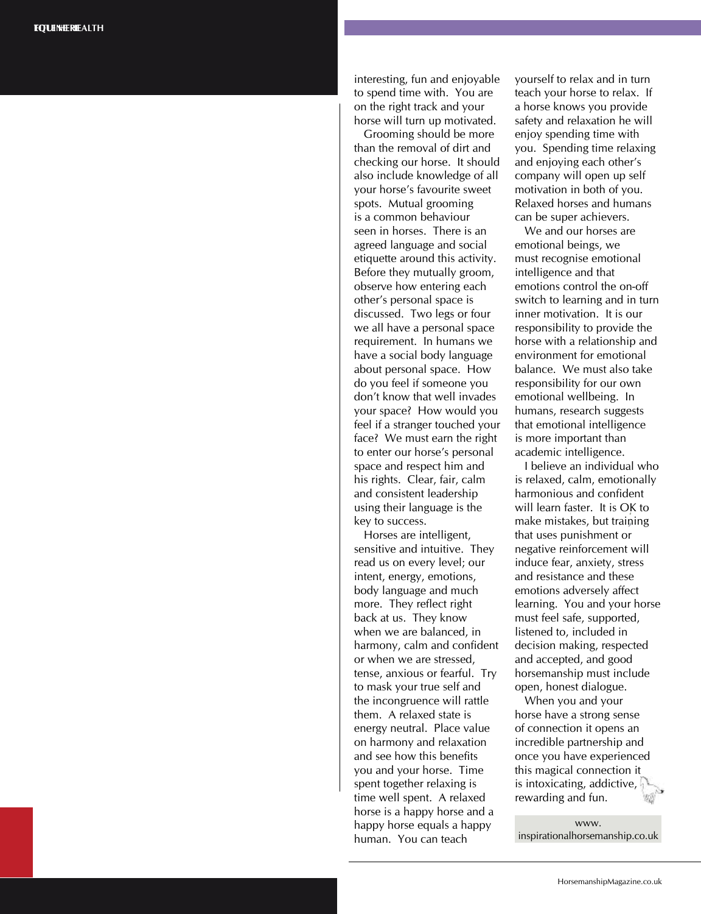interesting, fun and enjoyable to spend time with. You are on the right track and your horse will turn up motivated.

Grooming should be more than the removal of dirt and checking our horse. It should also include knowledge of all your horse's favourite sweet spots. Mutual grooming is a common behaviour seen in horses. There is an agreed language and social etiquette around this activity. Before they mutually groom, observe how entering each other's personal space is discussed. Two legs or four we all have a personal space requirement. In humans we have a social body language about personal space. How do you feel if someone you don't know that well invades your space? How would you feel if a stranger touched your face? We must earn the right to enter our horse's personal space and respect him and his rights. Clear, fair, calm and consistent leadership using their language is the key to success.

Horses are intelligent, sensitive and intuitive. They read us on every level; our intent, energy, emotions, body language and much more. They reflect right back at us. They know when we are balanced, in harmony, calm and confident or when we are stressed, tense, anxious or fearful. Try to mask your true self and the incongruence will rattle them. A relaxed state is energy neutral. Place value on harmony and relaxation and see how this benefits you and your horse. Time spent together relaxing is time well spent. A relaxed horse is a happy horse and a happy horse equals a happy human. You can teach yourself to relax and in turn teach your horse to relax. If a horse knows you provide safety and relaxation he will enjoy spending time with you. Spending time relaxing and enjoying each other's company will open up self motivation in both of you. Relaxed horses and humans can be super achievers.

We and our horses are emotional beings, we must recognise emotional intelligence and that emotions control the on-off switch to learning and in turn inner motivation. It is our responsibility to provide the horse with a relationship and environment for emotional balance. We must also take responsibility for our own emotional wellbeing. In humans, research suggests that emotional intelligence is more important than academic intelligence.

I believe an individual who is relaxed, calm, emotionally harmonious and confident will learn faster. It is OK to make mistakes, but training that uses punishment or negative reinforcement will induce fear, anxiety, stress and resistance and these emotions adversely affect learning. You and your horse must feel safe, supported, listened to, included in decision making, respected and accepted, and good horsemanship must include open, honest dialogue.

When you and your horse have a strong sense of connection it opens an incredible partnership and once you have experienced this magical connection it is intoxicating, addictive, rewarding and fun.

www.inspirationalhorsemanship.co.uk